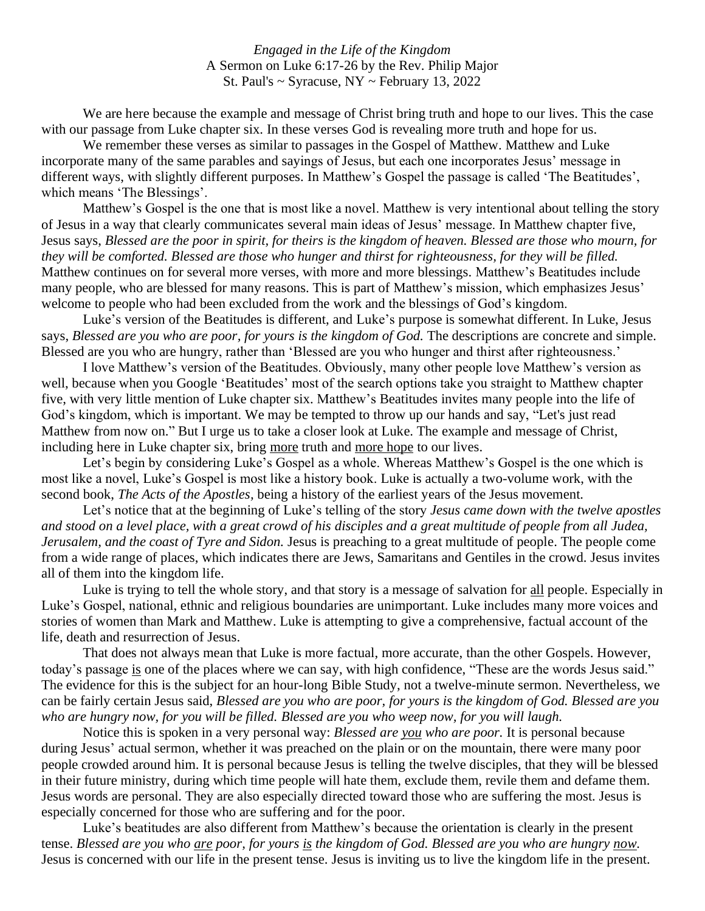*Engaged in the Life of the Kingdom*
A Sermon on Luke 6:17-26 by the Rev. Philip Major
St. Paul's ~ Syracuse, NY ~ February 13, 2022

We are here because the example and message of Christ bring truth and hope to our lives. This the case with our passage from Luke chapter six. In these verses God is revealing more truth and hope for us.

We remember these verses as similar to passages in the Gospel of Matthew. Matthew and Luke incorporate many of the same parables and sayings of Jesus, but each one incorporates Jesus' message in different ways, with slightly different purposes. In Matthew's Gospel the passage is called 'The Beatitudes', which means 'The Blessings'.

Matthew's Gospel is the one that is most like a novel. Matthew is very intentional about telling the story of Jesus in a way that clearly communicates several main ideas of Jesus' message. In Matthew chapter five, Jesus says, *Blessed are the poor in spirit, for theirs is the kingdom of heaven. Blessed are those who mourn, for they will be comforted. Blessed are those who hunger and thirst for righteousness, for they will be filled.* Matthew continues on for several more verses, with more and more blessings. Matthew's Beatitudes include many people, who are blessed for many reasons. This is part of Matthew's mission, which emphasizes Jesus' welcome to people who had been excluded from the work and the blessings of God's kingdom.

Luke's version of the Beatitudes is different, and Luke's purpose is somewhat different. In Luke, Jesus says, *Blessed are you who are poor, for yours is the kingdom of God.* The descriptions are concrete and simple. Blessed are you who are hungry, rather than 'Blessed are you who hunger and thirst after righteousness.'

I love Matthew's version of the Beatitudes. Obviously, many other people love Matthew's version as well, because when you Google 'Beatitudes' most of the search options take you straight to Matthew chapter five, with very little mention of Luke chapter six. Matthew's Beatitudes invites many people into the life of God's kingdom, which is important. We may be tempted to throw up our hands and say, "Let's just read Matthew from now on." But I urge us to take a closer look at Luke. The example and message of Christ, including here in Luke chapter six, bring <u>more</u> truth and <u>more hope</u> to our lives.

Let's begin by considering Luke's Gospel as a whole. Whereas Matthew's Gospel is the one which is most like a novel, Luke's Gospel is most like a history book. Luke is actually a two-volume work, with the second book, *The Acts of the Apostles*, being a history of the earliest years of the Jesus movement.

Let's notice that at the beginning of Luke's telling of the story *Jesus came down with the twelve apostles and stood on a level place, with a great crowd of his disciples and a great multitude of people from all Judea, Jerusalem, and the coast of Tyre and Sidon.* Jesus is preaching to a great multitude of people. The people come from a wide range of places, which indicates there are Jews, Samaritans and Gentiles in the crowd. Jesus invites all of them into the kingdom life.

Luke is trying to tell the whole story, and that story is a message of salvation for <u>all</u> people. Especially in Luke's Gospel, national, ethnic and religious boundaries are unimportant. Luke includes many more voices and stories of women than Mark and Matthew. Luke is attempting to give a comprehensive, factual account of the life, death and resurrection of Jesus.

That does not always mean that Luke is more factual, more accurate, than the other Gospels. However, today's passage <u>is</u> one of the places where we can say, with high confidence, "These are the words Jesus said." The evidence for this is the subject for an hour-long Bible Study, not a twelve-minute sermon. Nevertheless, we can be fairly certain Jesus said, *Blessed are you who are poor, for yours is the kingdom of God. Blessed are you who are hungry now, for you will be filled. Blessed are you who weep now, for you will laugh.*

Notice this is spoken in a very personal way: *Blessed are <u>you</u> who are poor.* It is personal because during Jesus' actual sermon, whether it was preached on the plain or on the mountain, there were many poor people crowded around him. It is personal because Jesus is telling the twelve disciples, that they will be blessed in their future ministry, during which time people will hate them, exclude them, revile them and defame them. Jesus words are personal. They are also especially directed toward those who are suffering the most. Jesus is especially concerned for those who are suffering and for the poor.

Luke's beatitudes are also different from Matthew's because the orientation is clearly in the present tense. *Blessed are you who <u>are</u> poor, for yours <u>is</u> the kingdom of God. Blessed are you who are hungry <u>now</u>.* Jesus is concerned with our life in the present tense. Jesus is inviting us to live the kingdom life in the present.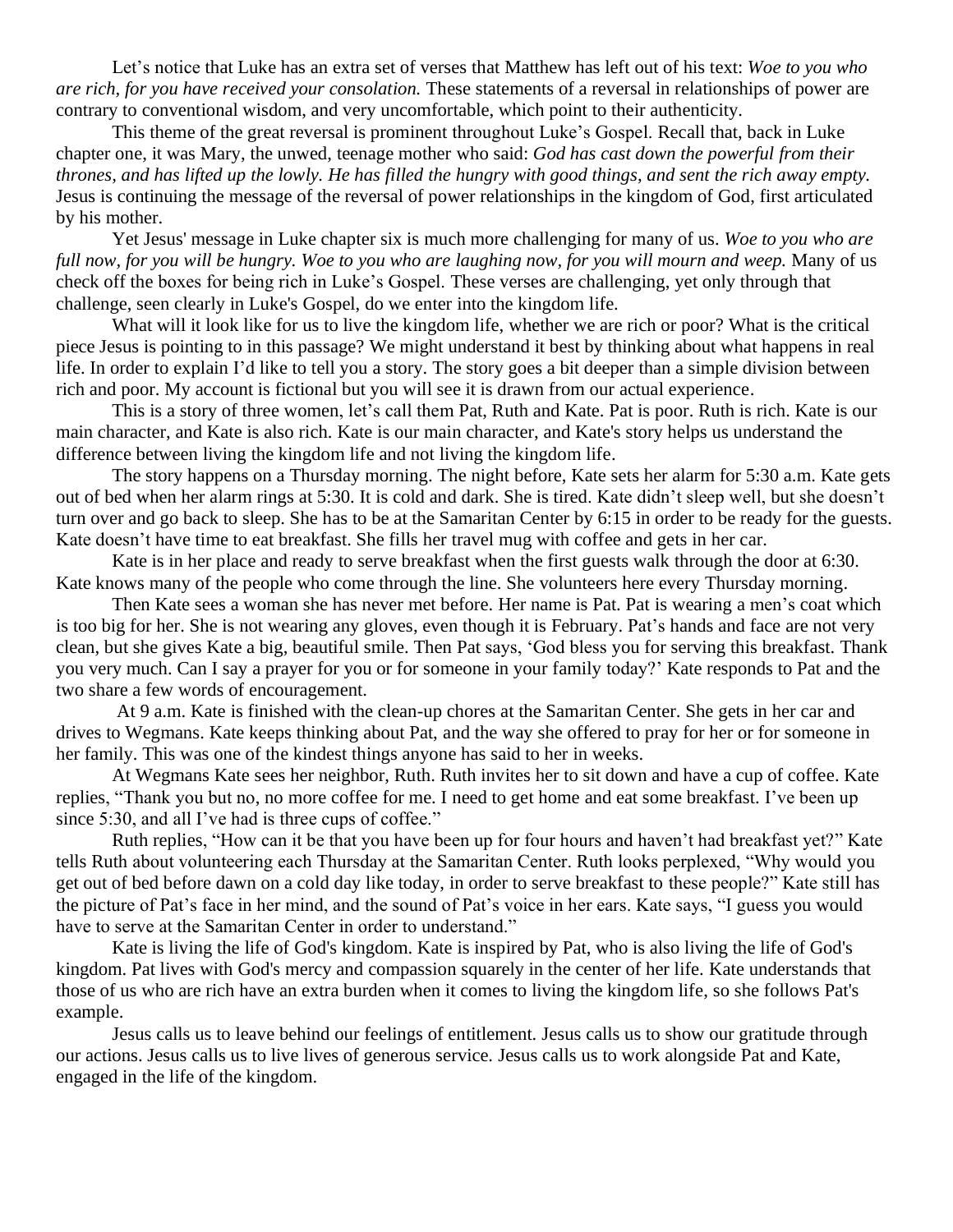Let's notice that Luke has an extra set of verses that Matthew has left out of his text: *Woe to you who are rich, for you have received your consolation.* These statements of a reversal in relationships of power are contrary to conventional wisdom, and very uncomfortable, which point to their authenticity.

This theme of the great reversal is prominent throughout Luke's Gospel. Recall that, back in Luke chapter one, it was Mary, the unwed, teenage mother who said: *God has cast down the powerful from their thrones, and has lifted up the lowly. He has filled the hungry with good things, and sent the rich away empty.* Jesus is continuing the message of the reversal of power relationships in the kingdom of God, first articulated by his mother.

Yet Jesus' message in Luke chapter six is much more challenging for many of us. *Woe to you who are full now, for you will be hungry. Woe to you who are laughing now, for you will mourn and weep.* Many of us check off the boxes for being rich in Luke's Gospel. These verses are challenging, yet only through that challenge, seen clearly in Luke's Gospel, do we enter into the kingdom life.

What will it look like for us to live the kingdom life, whether we are rich or poor? What is the critical piece Jesus is pointing to in this passage? We might understand it best by thinking about what happens in real life. In order to explain I'd like to tell you a story. The story goes a bit deeper than a simple division between rich and poor. My account is fictional but you will see it is drawn from our actual experience.

This is a story of three women, let's call them Pat, Ruth and Kate. Pat is poor. Ruth is rich. Kate is our main character, and Kate is also rich. Kate is our main character, and Kate's story helps us understand the difference between living the kingdom life and not living the kingdom life.

The story happens on a Thursday morning. The night before, Kate sets her alarm for 5:30 a.m. Kate gets out of bed when her alarm rings at 5:30. It is cold and dark. She is tired. Kate didn't sleep well, but she doesn't turn over and go back to sleep. She has to be at the Samaritan Center by 6:15 in order to be ready for the guests. Kate doesn't have time to eat breakfast. She fills her travel mug with coffee and gets in her car.

Kate is in her place and ready to serve breakfast when the first guests walk through the door at 6:30. Kate knows many of the people who come through the line. She volunteers here every Thursday morning.

Then Kate sees a woman she has never met before. Her name is Pat. Pat is wearing a men's coat which is too big for her. She is not wearing any gloves, even though it is February. Pat's hands and face are not very clean, but she gives Kate a big, beautiful smile. Then Pat says, 'God bless you for serving this breakfast. Thank you very much. Can I say a prayer for you or for someone in your family today?' Kate responds to Pat and the two share a few words of encouragement.

At 9 a.m. Kate is finished with the clean-up chores at the Samaritan Center. She gets in her car and drives to Wegmans. Kate keeps thinking about Pat, and the way she offered to pray for her or for someone in her family. This was one of the kindest things anyone has said to her in weeks.

At Wegmans Kate sees her neighbor, Ruth. Ruth invites her to sit down and have a cup of coffee. Kate replies, "Thank you but no, no more coffee for me. I need to get home and eat some breakfast. I've been up since 5:30, and all I've had is three cups of coffee."

Ruth replies, "How can it be that you have been up for four hours and haven't had breakfast yet?" Kate tells Ruth about volunteering each Thursday at the Samaritan Center. Ruth looks perplexed, "Why would you get out of bed before dawn on a cold day like today, in order to serve breakfast to these people?" Kate still has the picture of Pat's face in her mind, and the sound of Pat's voice in her ears. Kate says, "I guess you would have to serve at the Samaritan Center in order to understand."

Kate is living the life of God's kingdom. Kate is inspired by Pat, who is also living the life of God's kingdom. Pat lives with God's mercy and compassion squarely in the center of her life. Kate understands that those of us who are rich have an extra burden when it comes to living the kingdom life, so she follows Pat's example.

Jesus calls us to leave behind our feelings of entitlement. Jesus calls us to show our gratitude through our actions. Jesus calls us to live lives of generous service. Jesus calls us to work alongside Pat and Kate, engaged in the life of the kingdom.